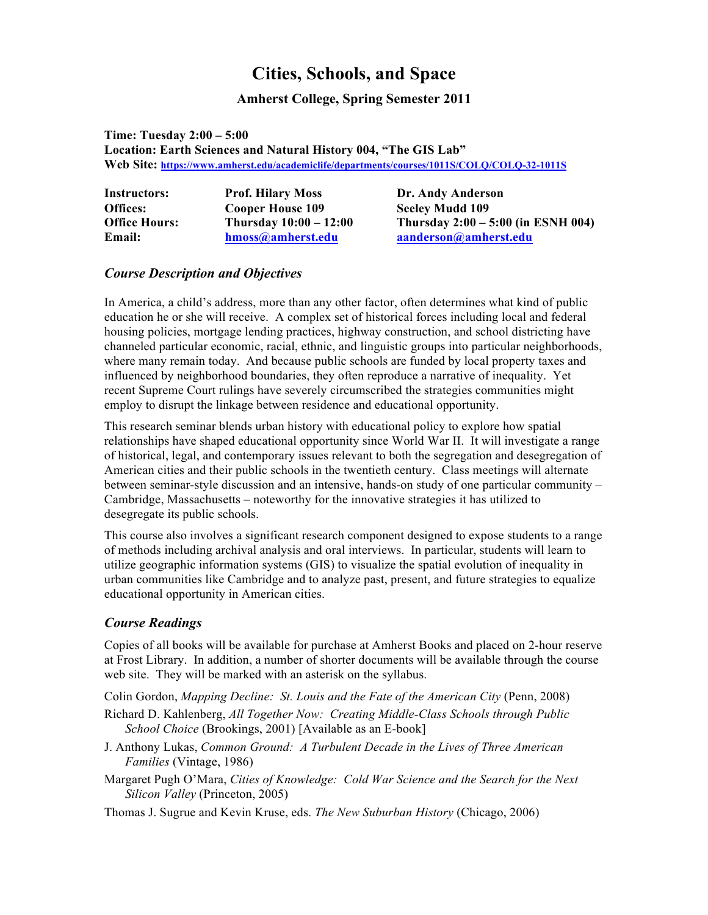# Cities, Schools, and Space

**Amherst College, Spring Semester 2011**

**Time: Tuesday 2:00 – 5:00**
**Location: Earth Sciences and Natural History 004, "The GIS Lab"**
**Web Site: https://www.amherst.edu/academiclife/departments/courses/1011S/COLQ/COLQ-32-1011S**

| | | |
|---|---|---|
| **Instructors:** | **Prof. Hilary Moss** | **Dr. Andy Anderson** |
| **Offices:** | **Cooper House 109** | **Seeley Mudd 109** |
| **Office Hours:** | **Thursday 10:00 – 12:00** | **Thursday 2:00 – 5:00 (in ESNH 004)** |
| **Email:** | **hmoss@amherst.edu** | **aanderson@amherst.edu** |

## *Course Description and Objectives*

In America, a child's address, more than any other factor, often determines what kind of public education he or she will receive. A complex set of historical forces including local and federal housing policies, mortgage lending practices, highway construction, and school districting have channeled particular economic, racial, ethnic, and linguistic groups into particular neighborhoods, where many remain today. And because public schools are funded by local property taxes and influenced by neighborhood boundaries, they often reproduce a narrative of inequality. Yet recent Supreme Court rulings have severely circumscribed the strategies communities might employ to disrupt the linkage between residence and educational opportunity.

This research seminar blends urban history with educational policy to explore how spatial relationships have shaped educational opportunity since World War II. It will investigate a range of historical, legal, and contemporary issues relevant to both the segregation and desegregation of American cities and their public schools in the twentieth century. Class meetings will alternate between seminar-style discussion and an intensive, hands-on study of one particular community – Cambridge, Massachusetts – noteworthy for the innovative strategies it has utilized to desegregate its public schools.

This course also involves a significant research component designed to expose students to a range of methods including archival analysis and oral interviews. In particular, students will learn to utilize geographic information systems (GIS) to visualize the spatial evolution of inequality in urban communities like Cambridge and to analyze past, present, and future strategies to equalize educational opportunity in American cities.

## *Course Readings*

Copies of all books will be available for purchase at Amherst Books and placed on 2-hour reserve at Frost Library. In addition, a number of shorter documents will be available through the course web site. They will be marked with an asterisk on the syllabus.

Colin Gordon, *Mapping Decline: St. Louis and the Fate of the American City* (Penn, 2008)

Richard D. Kahlenberg, *All Together Now: Creating Middle-Class Schools through Public School Choice* (Brookings, 2001) [Available as an E-book]

J. Anthony Lukas, *Common Ground: A Turbulent Decade in the Lives of Three American Families* (Vintage, 1986)

Margaret Pugh O'Mara, *Cities of Knowledge: Cold War Science and the Search for the Next Silicon Valley* (Princeton, 2005)

Thomas J. Sugrue and Kevin Kruse, eds. *The New Suburban History* (Chicago, 2006)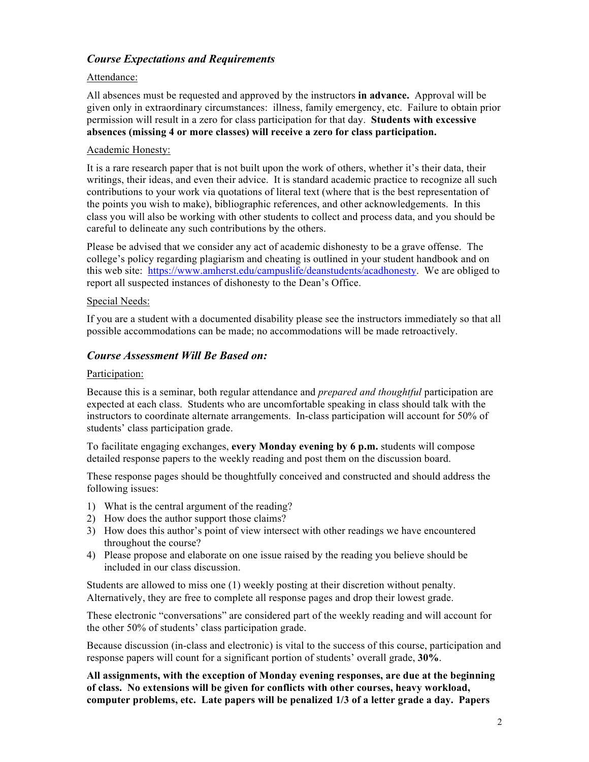## *Course Expectations and Requirements*

Attendance:

All absences must be requested and approved by the instructors **in advance.** Approval will be given only in extraordinary circumstances: illness, family emergency, etc. Failure to obtain prior permission will result in a zero for class participation for that day. **Students with excessive absences (missing 4 or more classes) will receive a zero for class participation.**

Academic Honesty:

It is a rare research paper that is not built upon the work of others, whether it's their data, their writings, their ideas, and even their advice. It is standard academic practice to recognize all such contributions to your work via quotations of literal text (where that is the best representation of the points you wish to make), bibliographic references, and other acknowledgements. In this class you will also be working with other students to collect and process data, and you should be careful to delineate any such contributions by the others.

Please be advised that we consider any act of academic dishonesty to be a grave offense. The college's policy regarding plagiarism and cheating is outlined in your student handbook and on this web site: [https://www.amherst.edu/campuslife/deanstudents/acadhonesty](https://www.amherst.edu/campuslife/deanstudents/acadhonesty). We are obliged to report all suspected instances of dishonesty to the Dean's Office.

Special Needs:

If you are a student with a documented disability please see the instructors immediately so that all possible accommodations can be made; no accommodations will be made retroactively.

## *Course Assessment Will Be Based on:*

Participation:

Because this is a seminar, both regular attendance and *prepared and thoughtful* participation are expected at each class. Students who are uncomfortable speaking in class should talk with the instructors to coordinate alternate arrangements. In-class participation will account for 50% of students' class participation grade.

To facilitate engaging exchanges, **every Monday evening by 6 p.m.** students will compose detailed response papers to the weekly reading and post them on the discussion board.

These response pages should be thoughtfully conceived and constructed and should address the following issues:

1) What is the central argument of the reading?
2) How does the author support those claims?
3) How does this author's point of view intersect with other readings we have encountered throughout the course?
4) Please propose and elaborate on one issue raised by the reading you believe should be included in our class discussion.

Students are allowed to miss one (1) weekly posting at their discretion without penalty. Alternatively, they are free to complete all response pages and drop their lowest grade.

These electronic "conversations" are considered part of the weekly reading and will account for the other 50% of students' class participation grade.

Because discussion (in-class and electronic) is vital to the success of this course, participation and response papers will count for a significant portion of students' overall grade, **30%**.

**All assignments, with the exception of Monday evening responses, are due at the beginning of class. No extensions will be given for conflicts with other courses, heavy workload, computer problems, etc. Late papers will be penalized 1/3 of a letter grade a day. Papers**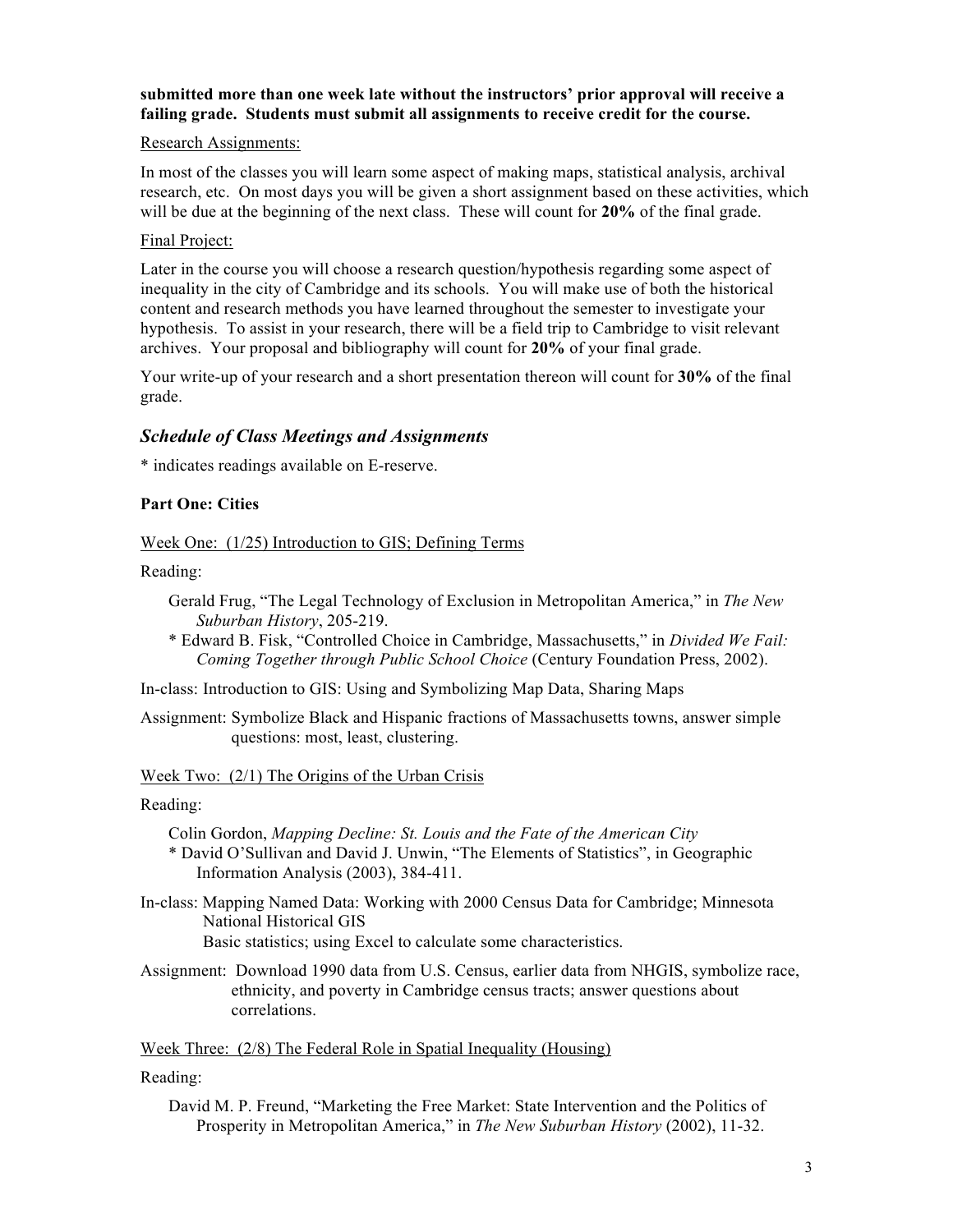**submitted more than one week late without the instructors' prior approval will receive a failing grade. Students must submit all assignments to receive credit for the course.**

Research Assignments:

In most of the classes you will learn some aspect of making maps, statistical analysis, archival research, etc. On most days you will be given a short assignment based on these activities, which will be due at the beginning of the next class. These will count for **20%** of the final grade.

Final Project:

Later in the course you will choose a research question/hypothesis regarding some aspect of inequality in the city of Cambridge and its schools. You will make use of both the historical content and research methods you have learned throughout the semester to investigate your hypothesis. To assist in your research, there will be a field trip to Cambridge to visit relevant archives. Your proposal and bibliography will count for **20%** of your final grade.

Your write-up of your research and a short presentation thereon will count for **30%** of the final grade.

## *Schedule of Class Meetings and Assignments*

* indicates readings available on E-reserve.

### Part One: Cities

Week One: (1/25) Introduction to GIS; Defining Terms

Reading:

Gerald Frug, "The Legal Technology of Exclusion in Metropolitan America," in *The New Suburban History*, 205-219.

* Edward B. Fisk, "Controlled Choice in Cambridge, Massachusetts," in *Divided We Fail: Coming Together through Public School Choice* (Century Foundation Press, 2002).

In-class: Introduction to GIS: Using and Symbolizing Map Data, Sharing Maps

Assignment: Symbolize Black and Hispanic fractions of Massachusetts towns, answer simple questions: most, least, clustering.

Week Two: (2/1) The Origins of the Urban Crisis

Reading:

Colin Gordon, *Mapping Decline: St. Louis and the Fate of the American City*

* David O'Sullivan and David J. Unwin, "The Elements of Statistics", in Geographic Information Analysis (2003), 384-411.

In-class: Mapping Named Data: Working with 2000 Census Data for Cambridge; Minnesota National Historical GIS
Basic statistics; using Excel to calculate some characteristics.

Assignment: Download 1990 data from U.S. Census, earlier data from NHGIS, symbolize race, ethnicity, and poverty in Cambridge census tracts; answer questions about correlations.

Week Three: (2/8) The Federal Role in Spatial Inequality (Housing)

Reading:

David M. P. Freund, "Marketing the Free Market: State Intervention and the Politics of Prosperity in Metropolitan America," in *The New Suburban History* (2002), 11-32.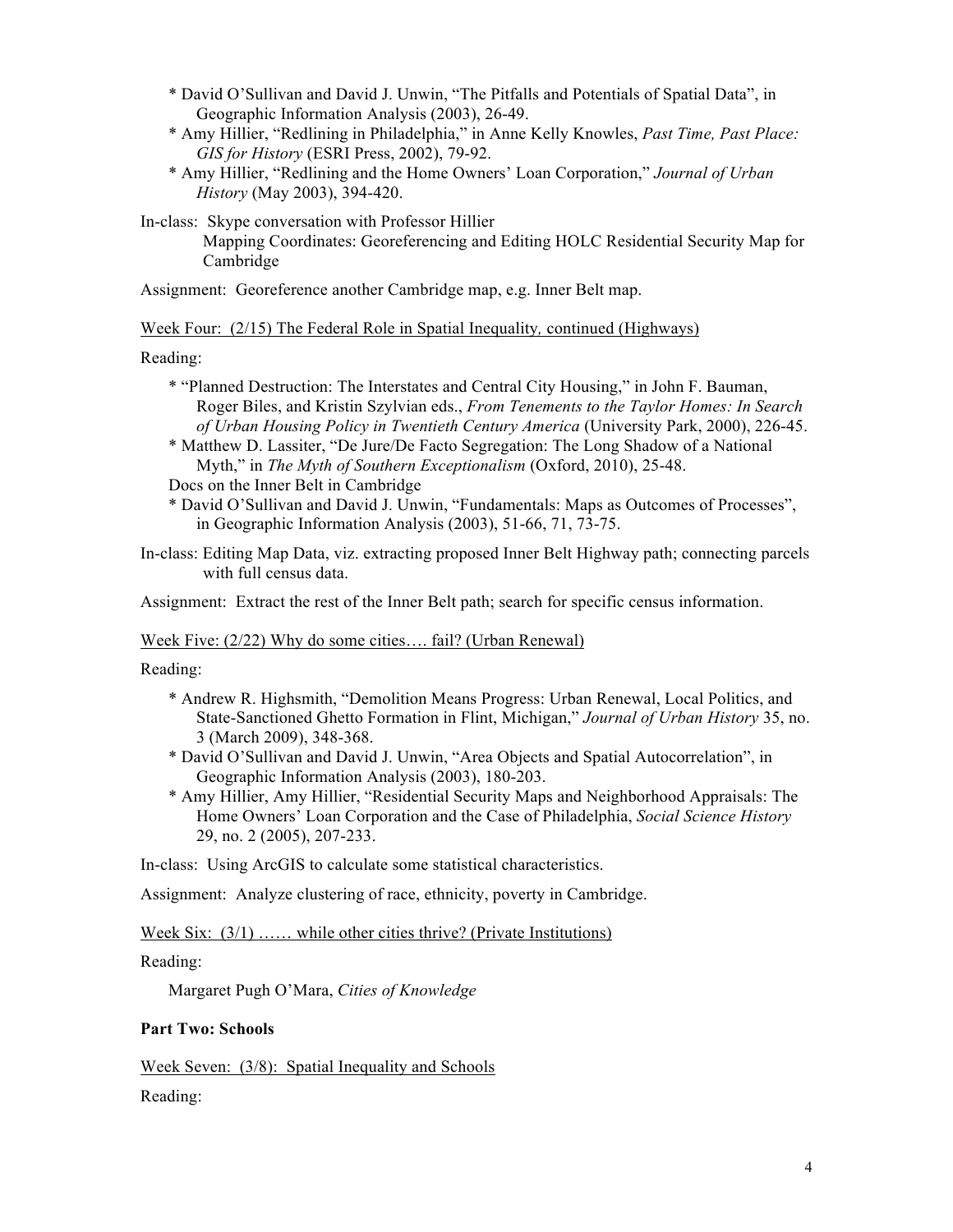* David O'Sullivan and David J. Unwin, "The Pitfalls and Potentials of Spatial Data", in Geographic Information Analysis (2003), 26-49.
* Amy Hillier, "Redlining in Philadelphia," in Anne Kelly Knowles, *Past Time, Past Place: GIS for History* (ESRI Press, 2002), 79-92.
* Amy Hillier, "Redlining and the Home Owners' Loan Corporation," *Journal of Urban History* (May 2003), 394-420.

In-class: Skype conversation with Professor Hillier
Mapping Coordinates: Georeferencing and Editing HOLC Residential Security Map for Cambridge

Assignment: Georeference another Cambridge map, e.g. Inner Belt map.

<u>Week Four: (2/15) The Federal Role in Spatial Inequality, continued (Highways)</u>

Reading:

* "Planned Destruction: The Interstates and Central City Housing," in John F. Bauman, Roger Biles, and Kristin Szylvian eds., *From Tenements to the Taylor Homes: In Search of Urban Housing Policy in Twentieth Century America* (University Park, 2000), 226-45.
* Matthew D. Lassiter, "De Jure/De Facto Segregation: The Long Shadow of a National Myth," in *The Myth of Southern Exceptionalism* (Oxford, 2010), 25-48.

Docs on the Inner Belt in Cambridge

* David O'Sullivan and David J. Unwin, "Fundamentals: Maps as Outcomes of Processes", in Geographic Information Analysis (2003), 51-66, 71, 73-75.

In-class: Editing Map Data, viz. extracting proposed Inner Belt Highway path; connecting parcels with full census data.

Assignment: Extract the rest of the Inner Belt path; search for specific census information.

<u>Week Five: (2/22) Why do some cities…. fail? (Urban Renewal)</u>

Reading:

* Andrew R. Highsmith, "Demolition Means Progress: Urban Renewal, Local Politics, and State-Sanctioned Ghetto Formation in Flint, Michigan," *Journal of Urban History* 35, no. 3 (March 2009), 348-368.
* David O'Sullivan and David J. Unwin, "Area Objects and Spatial Autocorrelation", in Geographic Information Analysis (2003), 180-203.
* Amy Hillier, Amy Hillier, "Residential Security Maps and Neighborhood Appraisals: The Home Owners' Loan Corporation and the Case of Philadelphia, *Social Science History* 29, no. 2 (2005), 207-233.

In-class: Using ArcGIS to calculate some statistical characteristics.

Assignment: Analyze clustering of race, ethnicity, poverty in Cambridge.

<u>Week Six: (3/1) …… while other cities thrive? (Private Institutions)</u>

Reading:

Margaret Pugh O'Mara, *Cities of Knowledge*

**Part Two: Schools**

<u>Week Seven: (3/8): Spatial Inequality and Schools</u>

Reading: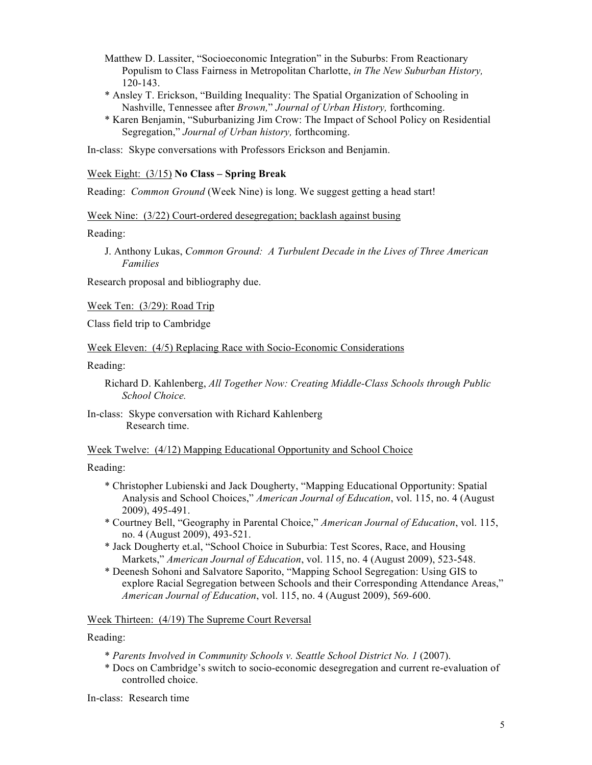Matthew D. Lassiter, "Socioeconomic Integration" in the Suburbs: From Reactionary Populism to Class Fairness in Metropolitan Charlotte, *in The New Suburban History,* 120-143.

\* Ansley T. Erickson, "Building Inequality: The Spatial Organization of Schooling in Nashville, Tennessee after *Brown,*" *Journal of Urban History,* forthcoming.

\* Karen Benjamin, "Suburbanizing Jim Crow: The Impact of School Policy on Residential Segregation," *Journal of Urban history,* forthcoming.

In-class: Skype conversations with Professors Erickson and Benjamin.

<u>Week Eight: (3/15)</u> **No Class – Spring Break**

Reading: *Common Ground* (Week Nine) is long. We suggest getting a head start!

<u>Week Nine: (3/22) Court-ordered desegregation; backlash against busing</u>

Reading:

J. Anthony Lukas, *Common Ground: A Turbulent Decade in the Lives of Three American Families*

Research proposal and bibliography due.

<u>Week Ten: (3/29): Road Trip</u>

Class field trip to Cambridge

<u>Week Eleven: (4/5) Replacing Race with Socio-Economic Considerations</u>

Reading:

Richard D. Kahlenberg, *All Together Now: Creating Middle-Class Schools through Public School Choice.*

In-class: Skype conversation with Richard Kahlenberg
Research time.

<u>Week Twelve: (4/12) Mapping Educational Opportunity and School Choice</u>

Reading:

\* Christopher Lubienski and Jack Dougherty, "Mapping Educational Opportunity: Spatial Analysis and School Choices," *American Journal of Education*, vol. 115, no. 4 (August 2009), 495-491.

\* Courtney Bell, "Geography in Parental Choice," *American Journal of Education*, vol. 115, no. 4 (August 2009), 493-521.

\* Jack Dougherty et.al, "School Choice in Suburbia: Test Scores, Race, and Housing Markets," *American Journal of Education*, vol. 115, no. 4 (August 2009), 523-548.

\* Deenesh Sohoni and Salvatore Saporito, "Mapping School Segregation: Using GIS to explore Racial Segregation between Schools and their Corresponding Attendance Areas," *American Journal of Education*, vol. 115, no. 4 (August 2009), 569-600.

<u>Week Thirteen: (4/19) The Supreme Court Reversal</u>

Reading:

\* *Parents Involved in Community Schools v. Seattle School District No. 1* (2007).

\* Docs on Cambridge's switch to socio-economic desegregation and current re-evaluation of controlled choice.

In-class: Research time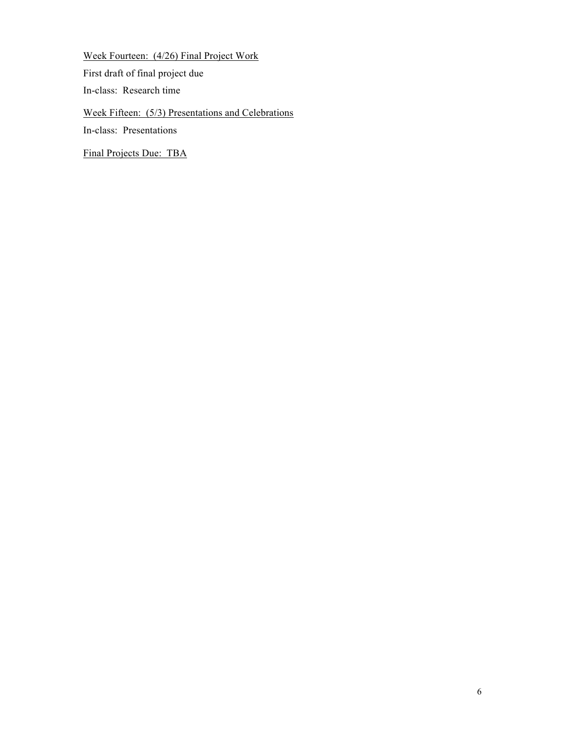Week Fourteen: (4/26) Final Project Work

First draft of final project due

In-class: Research time

Week Fifteen: (5/3) Presentations and Celebrations

In-class: Presentations

Final Projects Due: TBA